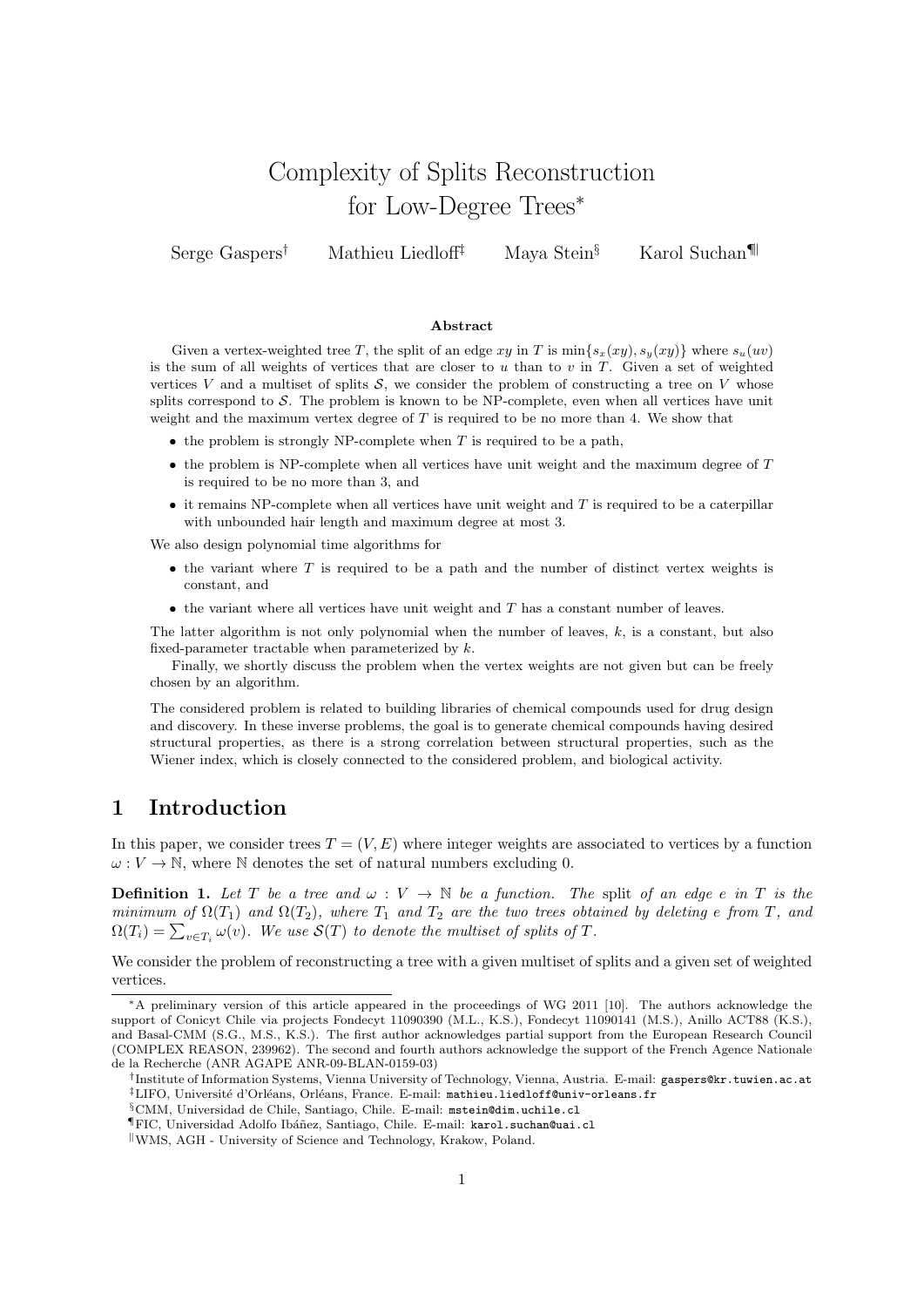# Complexity of Splits Reconstruction for Low-Degree Trees[*]

Serge Gaspers[†] Mathieu Liedloff[‡] Maya Stein[§] Karol Suchan[¶‖]

### Abstract

Given a vertex-weighted tree $T$, the split of an edge $xy$ in $T$ is $\min\{s_x(xy), s_y(xy)\}$ where $s_u(uv)$ is the sum of all weights of vertices that are closer to $u$ than to $v$ in $T$. Given a set of weighted vertices $V$ and a multiset of splits $\mathcal{S}$, we consider the problem of constructing a tree on $V$ whose splits correspond to $\mathcal{S}$. The problem is known to be NP-complete, even when all vertices have unit weight and the maximum vertex degree of $T$ is required to be no more than 4. We show that

- the problem is strongly NP-complete when $T$ is required to be a path,
- the problem is NP-complete when all vertices have unit weight and the maximum degree of $T$ is required to be no more than 3, and
- it remains NP-complete when all vertices have unit weight and $T$ is required to be a caterpillar with unbounded hair length and maximum degree at most 3.

We also design polynomial time algorithms for

- the variant where $T$ is required to be a path and the number of distinct vertex weights is constant, and
- the variant where all vertices have unit weight and $T$ has a constant number of leaves.

The latter algorithm is not only polynomial when the number of leaves, $k$, is a constant, but also fixed-parameter tractable when parameterized by $k$.

Finally, we shortly discuss the problem when the vertex weights are not given but can be freely chosen by an algorithm.

The considered problem is related to building libraries of chemical compounds used for drug design and discovery. In these inverse problems, the goal is to generate chemical compounds having desired structural properties, as there is a strong correlation between structural properties, such as the Wiener index, which is closely connected to the considered problem, and biological activity.

## 1 Introduction

In this paper, we consider trees $T = (V, E)$ where integer weights are associated to vertices by a function $\omega : V \to \mathbb{N}$, where $\mathbb{N}$ denotes the set of natural numbers excluding 0.

**Definition 1.** *Let $T$ be a tree and $\omega : V \to \mathbb{N}$ be a function. The* split *of an edge $e$ in $T$ is the minimum of $\Omega(T_1)$ and $\Omega(T_2)$, where $T_1$ and $T_2$ are the two trees obtained by deleting $e$ from $T$, and $\Omega(T_i) = \sum_{v \in T_i} \omega(v)$. We use $\mathcal{S}(T)$ to denote the multiset of splits of $T$.*

We consider the problem of reconstructing a tree with a given multiset of splits and a given set of weighted vertices.

---

[*] A preliminary version of this article appeared in the proceedings of WG 2011 [10]. The authors acknowledge the support of Conicyt Chile via projects Fondecyt 11090390 (M.L., K.S.), Fondecyt 11090141 (M.S.), Anillo ACT88 (K.S.), and Basal-CMM (S.G., M.S., K.S.). The first author acknowledges partial support from the European Research Council (COMPLEX REASON, 239962). The second and fourth authors acknowledge the support of the French Agence Nationale de la Recherche (ANR AGAPE ANR-09-BLAN-0159-03)

[†] Institute of Information Systems, Vienna University of Technology, Vienna, Austria. E-mail: gaspers@kr.tuwien.ac.at

[‡] LIFO, Université d'Orléans, Orléans, France. E-mail: mathieu.liedloff@univ-orleans.fr

[§] CMM, Universidad de Chile, Santiago, Chile. E-mail: mstein@dim.uchile.cl

[¶] FIC, Universidad Adolfo Ibáñez, Santiago, Chile. E-mail: karol.suchan@uai.cl

[‖] WMS, AGH - University of Science and Technology, Krakow, Poland.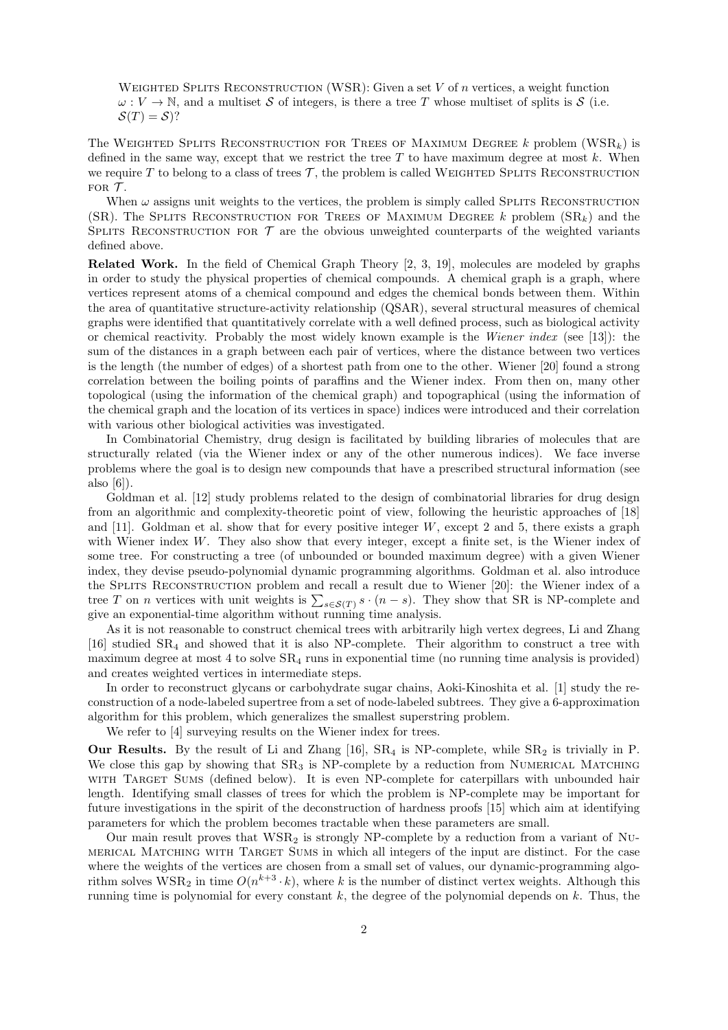WEIGHTED SPLITS RECONSTRUCTION (WSR): Given a set $V$ of $n$ vertices, a weight function $\omega : V \to \mathbb{N}$, and a multiset $\mathcal{S}$ of integers, is there a tree $T$ whose multiset of splits is $\mathcal{S}$ (i.e. $\mathcal{S}(T) = \mathcal{S}$)?

The WEIGHTED SPLITS RECONSTRUCTION FOR TREES OF MAXIMUM DEGREE $k$ problem ($\text{WSR}_k$) is defined in the same way, except that we restrict the tree $T$ to have maximum degree at most $k$. When we require $T$ to belong to a class of trees $\mathcal{T}$, the problem is called WEIGHTED SPLITS RECONSTRUCTION FOR $\mathcal{T}$.

When $\omega$ assigns unit weights to the vertices, the problem is simply called SPLITS RECONSTRUCTION (SR). The SPLITS RECONSTRUCTION FOR TREES OF MAXIMUM DEGREE $k$ problem ($\text{SR}_k$) and the SPLITS RECONSTRUCTION FOR $\mathcal{T}$ are the obvious unweighted counterparts of the weighted variants defined above.

**Related Work.** In the field of Chemical Graph Theory [2, 3, 19], molecules are modeled by graphs in order to study the physical properties of chemical compounds. A chemical graph is a graph, where vertices represent atoms of a chemical compound and edges the chemical bonds between them. Within the area of quantitative structure-activity relationship (QSAR), several structural measures of chemical graphs were identified that quantitatively correlate with a well defined process, such as biological activity or chemical reactivity. Probably the most widely known example is the *Wiener index* (see [13]): the sum of the distances in a graph between each pair of vertices, where the distance between two vertices is the length (the number of edges) of a shortest path from one to the other. Wiener [20] found a strong correlation between the boiling points of paraffins and the Wiener index. From then on, many other topological (using the information of the chemical graph) and topographical (using the information of the chemical graph and the location of its vertices in space) indices were introduced and their correlation with various other biological activities was investigated.

In Combinatorial Chemistry, drug design is facilitated by building libraries of molecules that are structurally related (via the Wiener index or any of the other numerous indices). We face inverse problems where the goal is to design new compounds that have a prescribed structural information (see also [6]).

Goldman et al. [12] study problems related to the design of combinatorial libraries for drug design from an algorithmic and complexity-theoretic point of view, following the heuristic approaches of [18] and [11]. Goldman et al. show that for every positive integer $W$, except 2 and 5, there exists a graph with Wiener index $W$. They also show that every integer, except a finite set, is the Wiener index of some tree. For constructing a tree (of unbounded or bounded maximum degree) with a given Wiener index, they devise pseudo-polynomial dynamic programming algorithms. Goldman et al. also introduce the SPLITS RECONSTRUCTION problem and recall a result due to Wiener [20]: the Wiener index of a tree $T$ on $n$ vertices with unit weights is $\sum_{s \in \mathcal{S}(T)} s \cdot (n - s)$. They show that SR is NP-complete and give an exponential-time algorithm without running time analysis.

As it is not reasonable to construct chemical trees with arbitrarily high vertex degrees, Li and Zhang [16] studied $\text{SR}_4$ and showed that it is also NP-complete. Their algorithm to construct a tree with maximum degree at most 4 to solve $\text{SR}_4$ runs in exponential time (no running time analysis is provided) and creates weighted vertices in intermediate steps.

In order to reconstruct glycans or carbohydrate sugar chains, Aoki-Kinoshita et al. [1] study the reconstruction of a node-labeled supertree from a set of node-labeled subtrees. They give a 6-approximation algorithm for this problem, which generalizes the smallest superstring problem.

We refer to [4] surveying results on the Wiener index for trees.

**Our Results.** By the result of Li and Zhang [16], $\text{SR}_4$ is NP-complete, while $\text{SR}_2$ is trivially in P. We close this gap by showing that $\text{SR}_3$ is NP-complete by a reduction from NUMERICAL MATCHING WITH TARGET SUMS (defined below). It is even NP-complete for caterpillars with unbounded hair length. Identifying small classes of trees for which the problem is NP-complete may be important for future investigations in the spirit of the deconstruction of hardness proofs [15] which aim at identifying parameters for which the problem becomes tractable when these parameters are small.

Our main result proves that $\text{WSR}_2$ is strongly NP-complete by a reduction from a variant of NUMERICAL MATCHING WITH TARGET SUMS in which all integers of the input are distinct. For the case where the weights of the vertices are chosen from a small set of values, our dynamic-programming algorithm solves $\text{WSR}_2$ in time $O(n^{k+3} \cdot k)$, where $k$ is the number of distinct vertex weights. Although this running time is polynomial for every constant $k$, the degree of the polynomial depends on $k$. Thus, the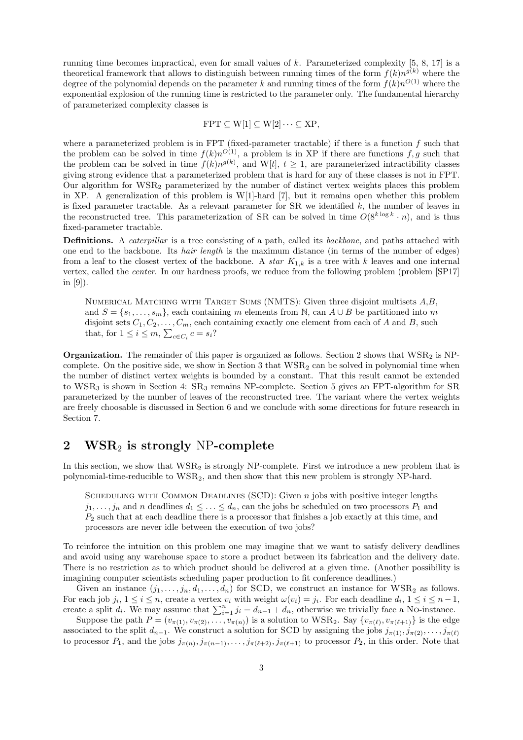running time becomes impractical, even for small values of $k$. Parameterized complexity [5, 8, 17] is a theoretical framework that allows to distinguish between running times of the form $f(k)n^{g(k)}$ where the degree of the polynomial depends on the parameter $k$ and running times of the form $f(k)n^{O(1)}$ where the exponential explosion of the running time is restricted to the parameter only. The fundamental hierarchy of parameterized complexity classes is

$$\mathrm{FPT} \subseteq \mathrm{W}[1] \subseteq \mathrm{W}[2] \cdots \subseteq \mathrm{XP},$$

where a parameterized problem is in FPT (fixed-parameter tractable) if there is a function $f$ such that the problem can be solved in time $f(k)n^{O(1)}$, a problem is in XP if there are functions $f, g$ such that the problem can be solved in time $f(k)n^{g(k)}$, and W[$t$], $t \geq 1$, are parameterized intractibility classes giving strong evidence that a parameterized problem that is hard for any of these classes is not in FPT. Our algorithm for $\mathrm{WSR}_2$ parameterized by the number of distinct vertex weights places this problem in XP. A generalization of this problem is W[1]-hard [7], but it remains open whether this problem is fixed parameter tractable. As a relevant parameter for SR we identified $k$, the number of leaves in the reconstructed tree. This parameterization of SR can be solved in time $O(8^{k \log k} \cdot n)$, and is thus fixed-parameter tractable.

**Definitions.** A *caterpillar* is a tree consisting of a path, called its *backbone*, and paths attached with one end to the backbone. Its *hair length* is the maximum distance (in terms of the number of edges) from a leaf to the closest vertex of the backbone. A *star* $K_{1,k}$ is a tree with $k$ leaves and one internal vertex, called the *center*. In our hardness proofs, we reduce from the following problem (problem [SP17] in [9]).

> Numerical Matching with Target Sums (NMTS): Given three disjoint multisets $A$,$B$, and $S = \{s_1, \ldots, s_m\}$, each containing $m$ elements from $\mathbb{N}$, can $A \cup B$ be partitioned into $m$ disjoint sets $C_1, C_2, \ldots, C_m$, each containing exactly one element from each of $A$ and $B$, such that, for $1 \leq i \leq m$, $\sum_{c \in C_i} c = s_i$?

**Organization.** The remainder of this paper is organized as follows. Section 2 shows that $\mathrm{WSR}_2$ is NP-complete. On the positive side, we show in Section 3 that $\mathrm{WSR}_2$ can be solved in polynomial time when the number of distinct vertex weights is bounded by a constant. That this result cannot be extended to $\mathrm{WSR}_3$ is shown in Section 4: $\mathrm{SR}_3$ remains NP-complete. Section 5 gives an FPT-algorithm for SR parameterized by the number of leaves of the reconstructed tree. The variant where the vertex weights are freely choosable is discussed in Section 6 and we conclude with some directions for future research in Section 7.

## 2 $\mathrm{WSR}_2$ is strongly NP-complete

In this section, we show that $\mathrm{WSR}_2$ is strongly NP-complete. First we introduce a new problem that is polynomial-time-reducible to $\mathrm{WSR}_2$, and then show that this new problem is strongly NP-hard.

> Scheduling with Common Deadlines (SCD): Given $n$ jobs with positive integer lengths $j_1, \ldots, j_n$ and $n$ deadlines $d_1 \leq \ldots \leq d_n$, can the jobs be scheduled on two processors $P_1$ and $P_2$ such that at each deadline there is a processor that finishes a job exactly at this time, and processors are never idle between the execution of two jobs?

To reinforce the intuition on this problem one may imagine that we want to satisfy delivery deadlines and avoid using any warehouse space to store a product between its fabrication and the delivery date. There is no restriction as to which product should be delivered at a given time. (Another possibility is imagining computer scientists scheduling paper production to fit conference deadlines.)

Given an instance $(j_1, \ldots, j_n, d_1, \ldots, d_n)$ for SCD, we construct an instance for $\mathrm{WSR}_2$ as follows. For each job $j_i$, $1 \leq i \leq n$, create a vertex $v_i$ with weight $\omega(v_i) = j_i$. For each deadline $d_i$, $1 \leq i \leq n-1$, create a split $d_i$. We may assume that $\sum_{i=1}^{n} j_i = d_{n-1} + d_n$, otherwise we trivially face a No-instance.

Suppose the path $P = (v_{\pi(1)}, v_{\pi(2)}, \ldots, v_{\pi(n)})$ is a solution to $\mathrm{WSR}_2$. Say $\{v_{\pi(\ell)}, v_{\pi(\ell+1)}\}$ is the edge associated to the split $d_{n-1}$. We construct a solution for SCD by assigning the jobs $j_{\pi(1)}, j_{\pi(2)}, \ldots, j_{\pi(\ell)}$ to processor $P_1$, and the jobs $j_{\pi(n)}, j_{\pi(n-1)}, \ldots, j_{\pi(\ell+2)}, j_{\pi(\ell+1)}$ to processor $P_2$, in this order. Note that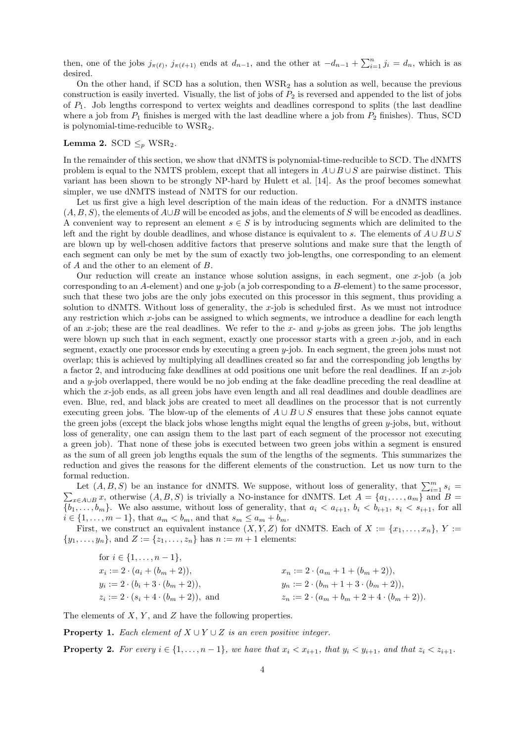then, one of the jobs $j_{\pi(\ell)}$, $j_{\pi(\ell+1)}$ ends at $d_{n-1}$, and the other at $-d_{n-1} + \sum_{i=1}^{n} j_i = d_n$, which is as desired.

On the other hand, if SCD has a solution, then $\mathrm{WSR}_2$ has a solution as well, because the previous construction is easily inverted. Visually, the list of jobs of $P_2$ is reversed and appended to the list of jobs of $P_1$. Job lengths correspond to vertex weights and deadlines correspond to splits (the last deadline where a job from $P_1$ finishes is merged with the last deadline where a job from $P_2$ finishes). Thus, SCD is polynomial-time-reducible to $\mathrm{WSR}_2$.

**Lemma 2.** SCD $\leq_p$ $\mathrm{WSR}_2$.

In the remainder of this section, we show that dNMTS is polynomial-time-reducible to SCD. The dNMTS problem is equal to the NMTS problem, except that all integers in $A \cup B \cup S$ are pairwise distinct. This variant has been shown to be strongly NP-hard by Hulett et al. [14]. As the proof becomes somewhat simpler, we use dNMTS instead of NMTS for our reduction.

Let us first give a high level description of the main ideas of the reduction. For a dNMTS instance $(A, B, S)$, the elements of $A \cup B$ will be encoded as jobs, and the elements of $S$ will be encoded as deadlines. A convenient way to represent an element $s \in S$ is by introducing segments which are delimited to the left and the right by double deadlines, and whose distance is equivalent to $s$. The elements of $A \cup B \cup S$ are blown up by well-chosen additive factors that preserve solutions and make sure that the length of each segment can only be met by the sum of exactly two job-lengths, one corresponding to an element of $A$ and the other to an element of $B$.

Our reduction will create an instance whose solution assigns, in each segment, one $x$-job (a job corresponding to an $A$-element) and one $y$-job (a job corresponding to a $B$-element) to the same processor, such that these two jobs are the only jobs executed on this processor in this segment, thus providing a solution to dNMTS. Without loss of generality, the $x$-job is scheduled first. As we must not introduce any restriction which $x$-jobs can be assigned to which segments, we introduce a deadline for each length of an $x$-job; these are the real deadlines. We refer to the $x$- and $y$-jobs as green jobs. The job lengths were blown up such that in each segment, exactly one processor starts with a green $x$-job, and in each segment, exactly one processor ends by executing a green $y$-job. In each segment, the green jobs must not overlap; this is achieved by multiplying all deadlines created so far and the corresponding job lengths by a factor 2, and introducing fake deadlines at odd positions one unit before the real deadlines. If an $x$-job and a $y$-job overlapped, there would be no job ending at the fake deadline preceding the real deadline at which the $x$-job ends, as all green jobs have even length and all real deadlines and double deadlines are even. Blue, red, and black jobs are created to meet all deadlines on the processor that is not currently executing green jobs. The blow-up of the elements of $A \cup B \cup S$ ensures that these jobs cannot equate the green jobs (except the black jobs whose lengths might equal the lengths of green $y$-jobs, but, without loss of generality, one can assign them to the last part of each segment of the processor not executing a green job). That none of these jobs is executed between two green jobs within a segment is ensured as the sum of all green job lengths equals the sum of the lengths of the segments. This summarizes the reduction and gives the reasons for the different elements of the construction. Let us now turn to the formal reduction.

Let $(A, B, S)$ be an instance for dNMTS. We suppose, without loss of generality, that $\sum_{i=1}^{m} s_i = \sum_{x \in A \cup B} x$, otherwise $(A, B, S)$ is trivially a No-instance for dNMTS. Let $A = \{a_1, \ldots, a_m\}$ and $B = \{b_1, \ldots, b_m\}$. We also assume, without loss of generality, that $a_i < a_{i+1}$, $b_i < b_{i+1}$, $s_i < s_{i+1}$, for all $i \in \{1, \ldots, m-1\}$, that $a_m < b_m$, and that $s_m \leq a_m + b_m$.

First, we construct an equivalent instance $(X, Y, Z)$ for dNMTS. Each of $X := \{x_1, \ldots, x_n\}$, $Y := \{y_1, \ldots, y_n\}$, and $Z := \{z_1, \ldots, z_n\}$ has $n := m + 1$ elements:

$$
\begin{aligned}
&\text{for } i \in \{1, \ldots, n-1\}, \\
&x_i := 2 \cdot (a_i + (b_m + 2)), && x_n := 2 \cdot (a_m + 1 + (b_m + 2)), \\
&y_i := 2 \cdot (b_i + 3 \cdot (b_m + 2)), && y_n := 2 \cdot (b_m + 1 + 3 \cdot (b_m + 2)), \\
&z_i := 2 \cdot (s_i + 4 \cdot (b_m + 2)), \text{ and} && z_n := 2 \cdot (a_m + b_m + 2 + 4 \cdot (b_m + 2)).
\end{aligned}
$$

The elements of $X$, $Y$, and $Z$ have the following properties.

**Property 1.** *Each element of $X \cup Y \cup Z$ is an even positive integer.*

**Property 2.** *For every $i \in \{1, \ldots, n-1\}$, we have that $x_i < x_{i+1}$, that $y_i < y_{i+1}$, and that $z_i < z_{i+1}$.*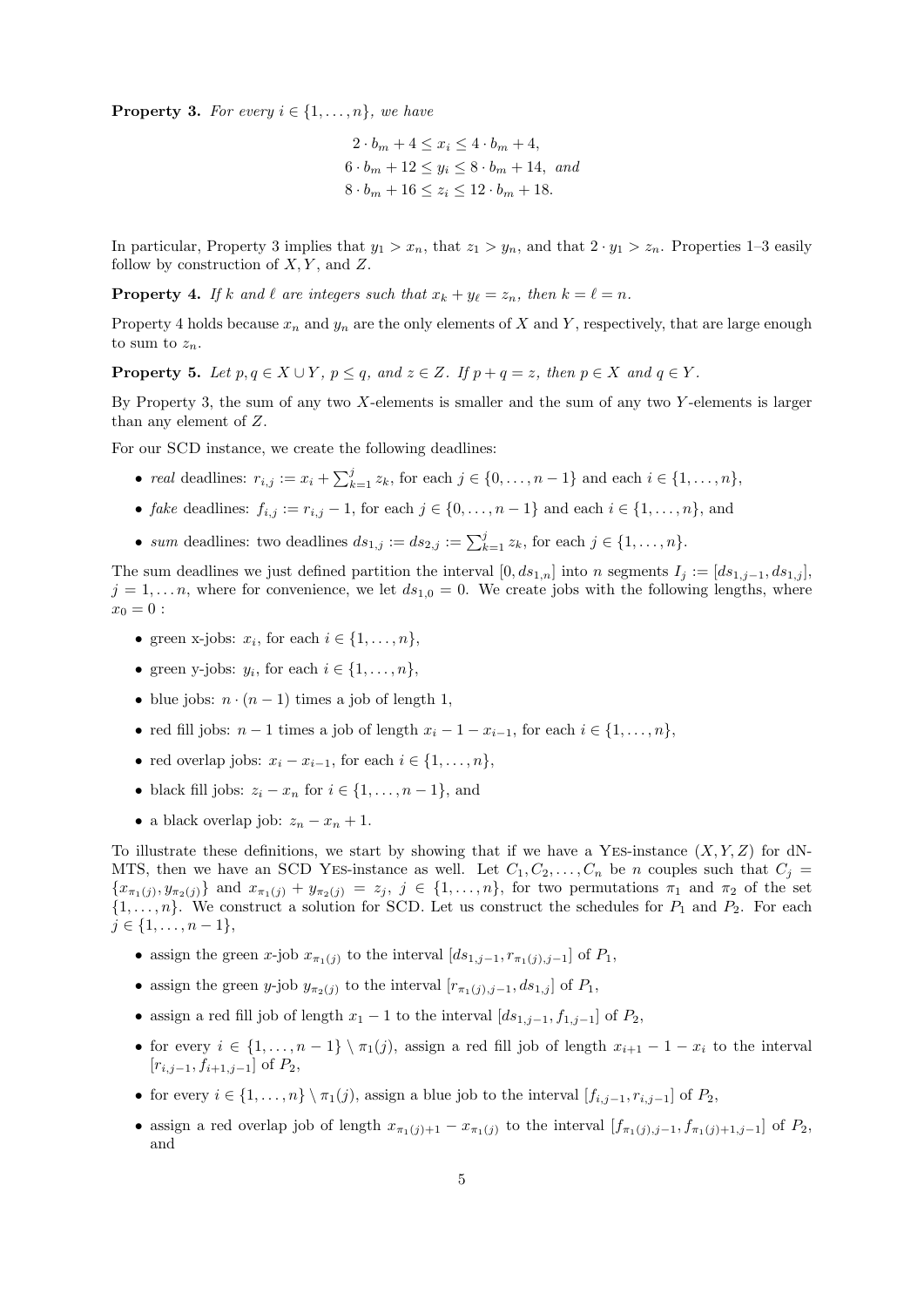**Property 3.** *For every $i \in \{1, \ldots, n\}$, we have*

$$\begin{aligned} 2 \cdot b_m + 4 &\leq x_i \leq 4 \cdot b_m + 4, \\ 6 \cdot b_m + 12 &\leq y_i \leq 8 \cdot b_m + 14, \text{ and} \\ 8 \cdot b_m + 16 &\leq z_i \leq 12 \cdot b_m + 18. \end{aligned}$$

In particular, Property 3 implies that $y_1 > x_n$, that $z_1 > y_n$, and that $2 \cdot y_1 > z_n$. Properties 1–3 easily follow by construction of $X, Y$, and $Z$.

**Property 4.** *If $k$ and $\ell$ are integers such that $x_k + y_\ell = z_n$, then $k = \ell = n$.*

Property 4 holds because $x_n$ and $y_n$ are the only elements of $X$ and $Y$, respectively, that are large enough to sum to $z_n$.

**Property 5.** *Let $p, q \in X \cup Y$, $p \leq q$, and $z \in Z$. If $p + q = z$, then $p \in X$ and $q \in Y$.*

By Property 3, the sum of any two $X$-elements is smaller and the sum of any two $Y$-elements is larger than any element of $Z$.

For our SCD instance, we create the following deadlines:

- *real* deadlines: $r_{i,j} := x_i + \sum_{k=1}^{j} z_k$, for each $j \in \{0, \ldots, n-1\}$ and each $i \in \{1, \ldots, n\}$,
- *fake* deadlines: $f_{i,j} := r_{i,j} - 1$, for each $j \in \{0, \ldots, n-1\}$ and each $i \in \{1, \ldots, n\}$, and
- *sum* deadlines: two deadlines $ds_{1,j} := ds_{2,j} := \sum_{k=1}^{j} z_k$, for each $j \in \{1, \ldots, n\}$.

The sum deadlines we just defined partition the interval $[0, ds_{1,n}]$ into $n$ segments $I_j := [ds_{1,j-1}, ds_{1,j}]$, $j = 1, \ldots n$, where for convenience, we let $ds_{1,0} = 0$. We create jobs with the following lengths, where $x_0 = 0$ :

- green x-jobs: $x_i$, for each $i \in \{1, \ldots, n\}$,
- green y-jobs: $y_i$, for each $i \in \{1, \ldots, n\}$,
- blue jobs: $n \cdot (n-1)$ times a job of length 1,
- red fill jobs: $n - 1$ times a job of length $x_i - 1 - x_{i-1}$, for each $i \in \{1, \ldots, n\}$,
- red overlap jobs: $x_i - x_{i-1}$, for each $i \in \{1, \ldots, n\}$,
- black fill jobs: $z_i - x_n$ for $i \in \{1, \ldots, n-1\}$, and
- a black overlap job: $z_n - x_n + 1$.

To illustrate these definitions, we start by showing that if we have a Yes-instance $(X, Y, Z)$ for dN-MTS, then we have an SCD Yes-instance as well. Let $C_1, C_2, \ldots, C_n$ be $n$ couples such that $C_j = \{x_{\pi_1(j)}, y_{\pi_2(j)}\}$ and $x_{\pi_1(j)} + y_{\pi_2(j)} = z_j$, $j \in \{1, \ldots, n\}$, for two permutations $\pi_1$ and $\pi_2$ of the set $\{1, \ldots, n\}$. We construct a solution for SCD. Let us construct the schedules for $P_1$ and $P_2$. For each $j \in \{1, \ldots, n-1\}$,

- assign the green $x$-job $x_{\pi_1(j)}$ to the interval $[ds_{1,j-1}, r_{\pi_1(j),j-1}]$ of $P_1$,
- assign the green $y$-job $y_{\pi_2(j)}$ to the interval $[r_{\pi_1(j),j-1}, ds_{1,j}]$ of $P_1$,
- assign a red fill job of length $x_1 - 1$ to the interval $[ds_{1,j-1}, f_{1,j-1}]$ of $P_2$,
- for every $i \in \{1, \ldots, n-1\} \setminus \pi_1(j)$, assign a red fill job of length $x_{i+1} - 1 - x_i$ to the interval $[r_{i,j-1}, f_{i+1,j-1}]$ of $P_2$,
- for every $i \in \{1, \ldots, n\} \setminus \pi_1(j)$, assign a blue job to the interval $[f_{i,j-1}, r_{i,j-1}]$ of $P_2$,
- assign a red overlap job of length $x_{\pi_1(j)+1} - x_{\pi_1(j)}$ to the interval $[f_{\pi_1(j),j-1}, f_{\pi_1(j)+1,j-1}]$ of $P_2$, and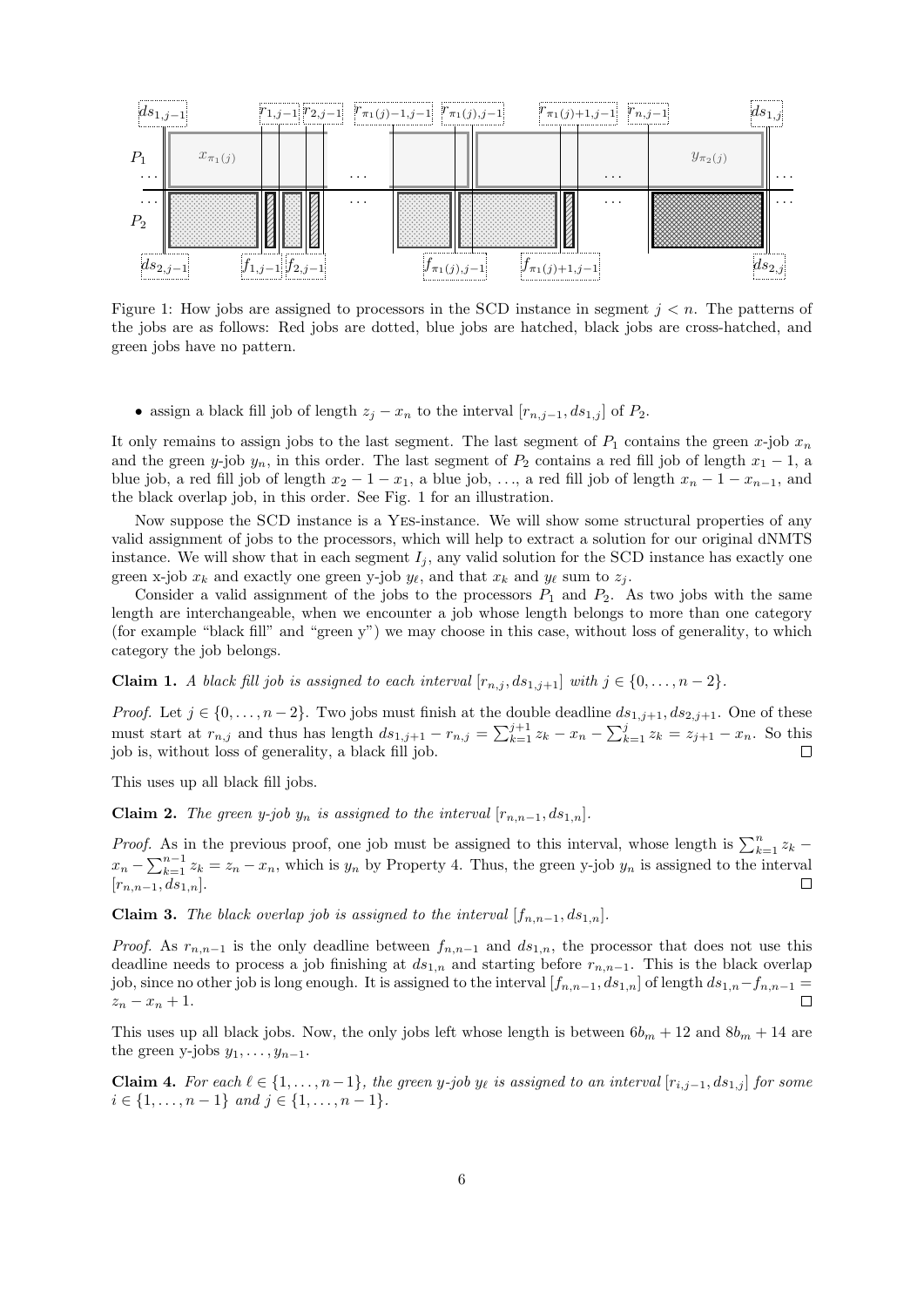Figure 1: How jobs are assigned to processors in the SCD instance in segment $j < n$. The patterns of the jobs are as follows: Red jobs are dotted, blue jobs are hatched, black jobs are cross-hatched, and green jobs have no pattern.

- assign a black fill job of length $z_j - x_n$ to the interval $[r_{n,j-1}, ds_{1,j}]$ of $P_2$.

It only remains to assign jobs to the last segment. The last segment of $P_1$ contains the green $x$-job $x_n$ and the green $y$-job $y_n$, in this order. The last segment of $P_2$ contains a red fill job of length $x_1 - 1$, a blue job, a red fill job of length $x_2 - 1 - x_1$, a blue job, …, a red fill job of length $x_n - 1 - x_{n-1}$, and the black overlap job, in this order. See Fig. 1 for an illustration.

Now suppose the SCD instance is a YES-instance. We will show some structural properties of any valid assignment of jobs to the processors, which will help to extract a solution for our original dNMTS instance. We will show that in each segment $I_j$, any valid solution for the SCD instance has exactly one green x-job $x_k$ and exactly one green y-job $y_\ell$, and that $x_k$ and $y_\ell$ sum to $z_j$.

Consider a valid assignment of the jobs to the processors $P_1$ and $P_2$. As two jobs with the same length are interchangeable, when we encounter a job whose length belongs to more than one category (for example "black fill" and "green y") we may choose in this case, without loss of generality, to which category the job belongs.

**Claim 1.** *A black fill job is assigned to each interval $[r_{n,j}, ds_{1,j+1}]$ with $j \in \{0, \ldots, n-2\}$.*

*Proof.* Let $j \in \{0, \ldots, n-2\}$. Two jobs must finish at the double deadline $ds_{1,j+1}, ds_{2,j+1}$. One of these must start at $r_{n,j}$ and thus has length $ds_{1,j+1} - r_{n,j} = \sum_{k=1}^{j+1} z_k - x_n - \sum_{k=1}^{j} z_k = z_{j+1} - x_n$. So this job is, without loss of generality, a black fill job. $\square$

This uses up all black fill jobs.

**Claim 2.** *The green y-job $y_n$ is assigned to the interval $[r_{n,n-1}, ds_{1,n}]$.*

*Proof.* As in the previous proof, one job must be assigned to this interval, whose length is $\sum_{k=1}^{n} z_k - x_n - \sum_{k=1}^{n-1} z_k = z_n - x_n$, which is $y_n$ by Property 4. Thus, the green y-job $y_n$ is assigned to the interval $[r_{n,n-1}, ds_{1,n}]$. $\square$

**Claim 3.** *The black overlap job is assigned to the interval $[f_{n,n-1}, ds_{1,n}]$.*

*Proof.* As $r_{n,n-1}$ is the only deadline between $f_{n,n-1}$ and $ds_{1,n}$, the processor that does not use this deadline needs to process a job finishing at $ds_{1,n}$ and starting before $r_{n,n-1}$. This is the black overlap job, since no other job is long enough. It is assigned to the interval $[f_{n,n-1}, ds_{1,n}]$ of length $ds_{1,n} - f_{n,n-1} = z_n - x_n + 1$. $\square$

This uses up all black jobs. Now, the only jobs left whose length is between $6b_m + 12$ and $8b_m + 14$ are the green y-jobs $y_1, \ldots, y_{n-1}$.

**Claim 4.** *For each $\ell \in \{1, \ldots, n-1\}$, the green y-job $y_\ell$ is assigned to an interval $[r_{i,j-1}, ds_{1,j}]$ for some $i \in \{1, \ldots, n-1\}$ and $j \in \{1, \ldots, n-1\}$.*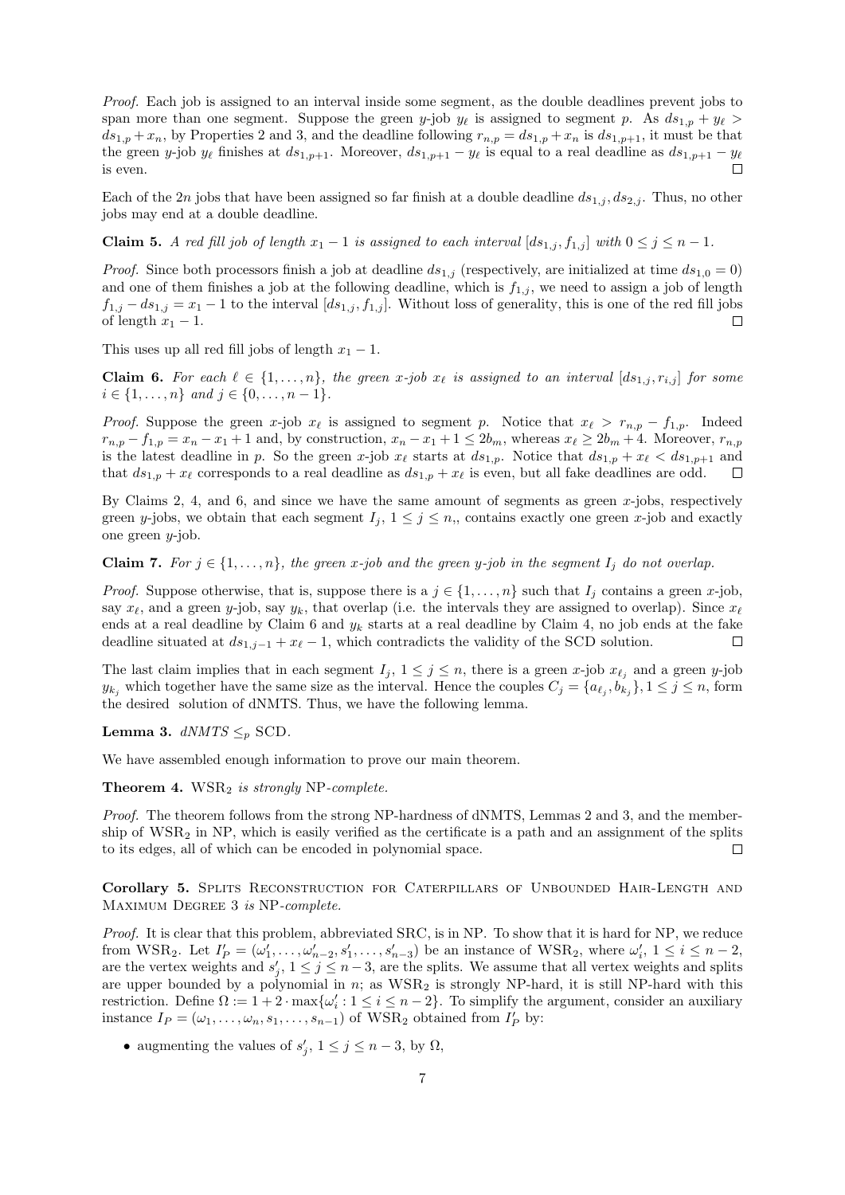*Proof.* Each job is assigned to an interval inside some segment, as the double deadlines prevent jobs to span more than one segment. Suppose the green $y$-job $y_\ell$ is assigned to segment $p$. As $ds_{1,p} + y_\ell > ds_{1,p} + x_n$, by Properties 2 and 3, and the deadline following $r_{n,p} = ds_{1,p} + x_n$ is $ds_{1,p+1}$, it must be that the green $y$-job $y_\ell$ finishes at $ds_{1,p+1}$. Moreover, $ds_{1,p+1} - y_\ell$ is equal to a real deadline as $ds_{1,p+1} - y_\ell$ is even. □

Each of the $2n$ jobs that have been assigned so far finish at a double deadline $ds_{1,j}, ds_{2,j}$. Thus, no other jobs may end at a double deadline.

**Claim 5.** *A red fill job of length $x_1 - 1$ is assigned to each interval $[ds_{1,j}, f_{1,j}]$ with $0 \leq j \leq n-1$.*

*Proof.* Since both processors finish a job at deadline $ds_{1,j}$ (respectively, are initialized at time $ds_{1,0} = 0$) and one of them finishes a job at the following deadline, which is $f_{1,j}$, we need to assign a job of length $f_{1,j} - ds_{1,j} = x_1 - 1$ to the interval $[ds_{1,j}, f_{1,j}]$. Without loss of generality, this is one of the red fill jobs of length $x_1 - 1$. □

This uses up all red fill jobs of length $x_1 - 1$.

**Claim 6.** *For each $\ell \in \{1, \ldots, n\}$, the green $x$-job $x_\ell$ is assigned to an interval $[ds_{1,j}, r_{i,j}]$ for some $i \in \{1, \ldots, n\}$ and $j \in \{0, \ldots, n-1\}$.*

*Proof.* Suppose the green $x$-job $x_\ell$ is assigned to segment $p$. Notice that $x_\ell > r_{n,p} - f_{1,p}$. Indeed $r_{n,p} - f_{1,p} = x_n - x_1 + 1$ and, by construction, $x_n - x_1 + 1 \leq 2b_m$, whereas $x_\ell \geq 2b_m + 4$. Moreover, $r_{n,p}$ is the latest deadline in $p$. So the green $x$-job $x_\ell$ starts at $ds_{1,p}$. Notice that $ds_{1,p} + x_\ell < ds_{1,p+1}$ and that $ds_{1,p} + x_\ell$ corresponds to a real deadline as $ds_{1,p} + x_\ell$ is even, but all fake deadlines are odd. □

By Claims 2, 4, and 6, and since we have the same amount of segments as green $x$-jobs, respectively green $y$-jobs, we obtain that each segment $I_j$, $1 \leq j \leq n$,, contains exactly one green $x$-job and exactly one green $y$-job.

**Claim 7.** *For $j \in \{1, \ldots, n\}$, the green $x$-job and the green $y$-job in the segment $I_j$ do not overlap.*

*Proof.* Suppose otherwise, that is, suppose there is a $j \in \{1, \ldots, n\}$ such that $I_j$ contains a green $x$-job, say $x_\ell$, and a green $y$-job, say $y_k$, that overlap (i.e. the intervals they are assigned to overlap). Since $x_\ell$ ends at a real deadline by Claim 6 and $y_k$ starts at a real deadline by Claim 4, no job ends at the fake deadline situated at $ds_{1,j-1} + x_\ell - 1$, which contradicts the validity of the SCD solution. □

The last claim implies that in each segment $I_j$, $1 \leq j \leq n$, there is a green $x$-job $x_{\ell_j}$ and a green $y$-job $y_{k_j}$ which together have the same size as the interval. Hence the couples $C_j = \{a_{\ell_j}, b_{k_j}\}, 1 \leq j \leq n$, form the desired solution of dNMTS. Thus, we have the following lemma.

**Lemma 3.** *dNMTS $\leq_p$ SCD.*

We have assembled enough information to prove our main theorem.

**Theorem 4.** WSR$_2$ *is strongly* NP*-complete.*

*Proof.* The theorem follows from the strong NP-hardness of dNMTS, Lemmas 2 and 3, and the membership of WSR$_2$ in NP, which is easily verified as the certificate is a path and an assignment of the splits to its edges, all of which can be encoded in polynomial space. □

**Corollary 5.** Splits Reconstruction for Caterpillars of Unbounded Hair-Length and Maximum Degree 3 *is* NP*-complete.*

*Proof.* It is clear that this problem, abbreviated SRC, is in NP. To show that it is hard for NP, we reduce from WSR$_2$. Let $I'_P = (\omega'_1, \ldots, \omega'_{n-2}, s'_1, \ldots, s'_{n-3})$ be an instance of WSR$_2$, where $\omega'_i$, $1 \leq i \leq n-2$, are the vertex weights and $s'_j$, $1 \leq j \leq n-3$, are the splits. We assume that all vertex weights and splits are upper bounded by a polynomial in $n$; as WSR$_2$ is strongly NP-hard, it is still NP-hard with this restriction. Define $\Omega := 1 + 2 \cdot \max\{\omega'_i : 1 \leq i \leq n-2\}$. To simplify the argument, consider an auxiliary instance $I_P = (\omega_1, \ldots, \omega_n, s_1, \ldots, s_{n-1})$ of WSR$_2$ obtained from $I'_P$ by:

- augmenting the values of $s'_j$, $1 \leq j \leq n-3$, by $\Omega$,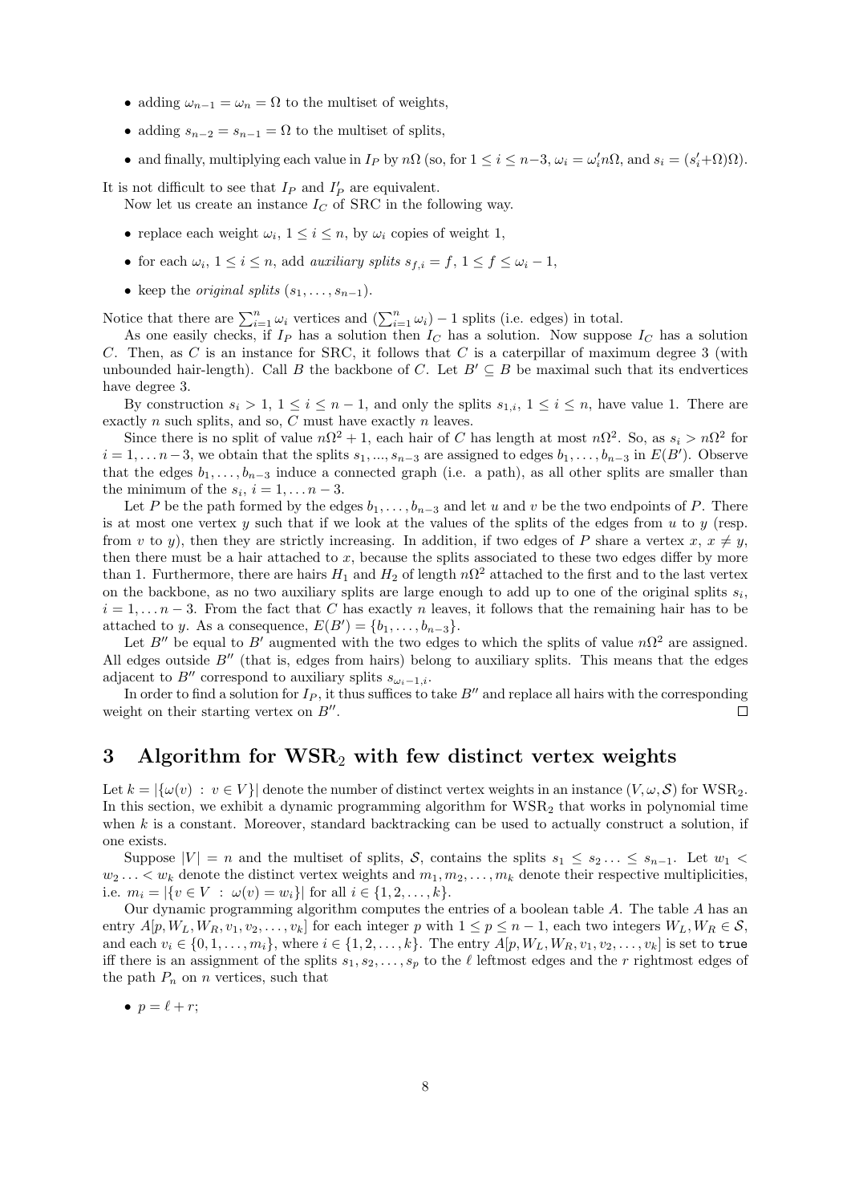- adding $\omega_{n-1} = \omega_n = \Omega$ to the multiset of weights,
- adding $s_{n-2} = s_{n-1} = \Omega$ to the multiset of splits,
- and finally, multiplying each value in $I_P$ by $n\Omega$ (so, for $1 \leq i \leq n-3$, $\omega_i = \omega_i' n\Omega$, and $s_i = (s_i' + \Omega)\Omega$).

It is not difficult to see that $I_P$ and $I_P'$ are equivalent.

Now let us create an instance $I_C$ of SRC in the following way.

- replace each weight $\omega_i$, $1 \leq i \leq n$, by $\omega_i$ copies of weight 1,
- for each $\omega_i$, $1 \leq i \leq n$, add *auxiliary splits* $s_{f,i} = f$, $1 \leq f \leq \omega_i - 1$,
- keep the *original splits* $(s_1, \ldots, s_{n-1})$.

Notice that there are $\sum_{i=1}^{n} \omega_i$ vertices and $(\sum_{i=1}^{n} \omega_i) - 1$ splits (i.e. edges) in total.

As one easily checks, if $I_P$ has a solution then $I_C$ has a solution. Now suppose $I_C$ has a solution $C$. Then, as $C$ is an instance for SRC, it follows that $C$ is a caterpillar of maximum degree 3 (with unbounded hair-length). Call $B$ the backbone of $C$. Let $B' \subseteq B$ be maximal such that its endvertices have degree 3.

By construction $s_i > 1$, $1 \leq i \leq n-1$, and only the splits $s_{1,i}$, $1 \leq i \leq n$, have value 1. There are exactly $n$ such splits, and so, $C$ must have exactly $n$ leaves.

Since there is no split of value $n\Omega^2 + 1$, each hair of $C$ has length at most $n\Omega^2$. So, as $s_i > n\Omega^2$ for $i = 1, \ldots n-3$, we obtain that the splits $s_1, \ldots, s_{n-3}$ are assigned to edges $b_1, \ldots, b_{n-3}$ in $E(B')$. Observe that the edges $b_1, \ldots, b_{n-3}$ induce a connected graph (i.e. a path), as all other splits are smaller than the minimum of the $s_i$, $i = 1, \ldots n-3$.

Let $P$ be the path formed by the edges $b_1, \ldots, b_{n-3}$ and let $u$ and $v$ be the two endpoints of $P$. There is at most one vertex $y$ such that if we look at the values of the splits of the edges from $u$ to $y$ (resp. from $v$ to $y$), then they are strictly increasing. In addition, if two edges of $P$ share a vertex $x$, $x \neq y$, then there must be a hair attached to $x$, because the splits associated to these two edges differ by more than 1. Furthermore, there are hairs $H_1$ and $H_2$ of length $n\Omega^2$ attached to the first and to the last vertex on the backbone, as no two auxiliary splits are large enough to add up to one of the original splits $s_i$, $i = 1, \ldots n-3$. From the fact that $C$ has exactly $n$ leaves, it follows that the remaining hair has to be attached to $y$. As a consequence, $E(B') = \{b_1, \ldots, b_{n-3}\}$.

Let $B''$ be equal to $B'$ augmented with the two edges to which the splits of value $n\Omega^2$ are assigned. All edges outside $B''$ (that is, edges from hairs) belong to auxiliary splits. This means that the edges adjacent to $B''$ correspond to auxiliary splits $s_{\omega_i - 1, i}$.

In order to find a solution for $I_P$, it thus suffices to take $B''$ and replace all hairs with the corresponding weight on their starting vertex on $B''$. □

## 3 Algorithm for $\mathrm{WSR}_2$ with few distinct vertex weights

Let $k = |\{\omega(v) : v \in V\}|$ denote the number of distinct vertex weights in an instance $(V, \omega, \mathcal{S})$ for $\mathrm{WSR}_2$. In this section, we exhibit a dynamic programming algorithm for $\mathrm{WSR}_2$ that works in polynomial time when $k$ is a constant. Moreover, standard backtracking can be used to actually construct a solution, if one exists.

Suppose $|V| = n$ and the multiset of splits, $\mathcal{S}$, contains the splits $s_1 \leq s_2 \ldots \leq s_{n-1}$. Let $w_1 < w_2 \ldots < w_k$ denote the distinct vertex weights and $m_1, m_2, \ldots, m_k$ denote their respective multiplicities, i.e. $m_i = |\{v \in V : \omega(v) = w_i\}|$ for all $i \in \{1, 2, \ldots, k\}$.

Our dynamic programming algorithm computes the entries of a boolean table $A$. The table $A$ has an entry $A[p, W_L, W_R, v_1, v_2, \ldots, v_k]$ for each integer $p$ with $1 \leq p \leq n-1$, each two integers $W_L, W_R \in \mathcal{S}$, and each $v_i \in \{0, 1, \ldots, m_i\}$, where $i \in \{1, 2, \ldots, k\}$. The entry $A[p, W_L, W_R, v_1, v_2, \ldots, v_k]$ is set to `true` iff there is an assignment of the splits $s_1, s_2, \ldots, s_p$ to the $\ell$ leftmost edges and the $r$ rightmost edges of the path $P_n$ on $n$ vertices, such that

- $p = \ell + r$;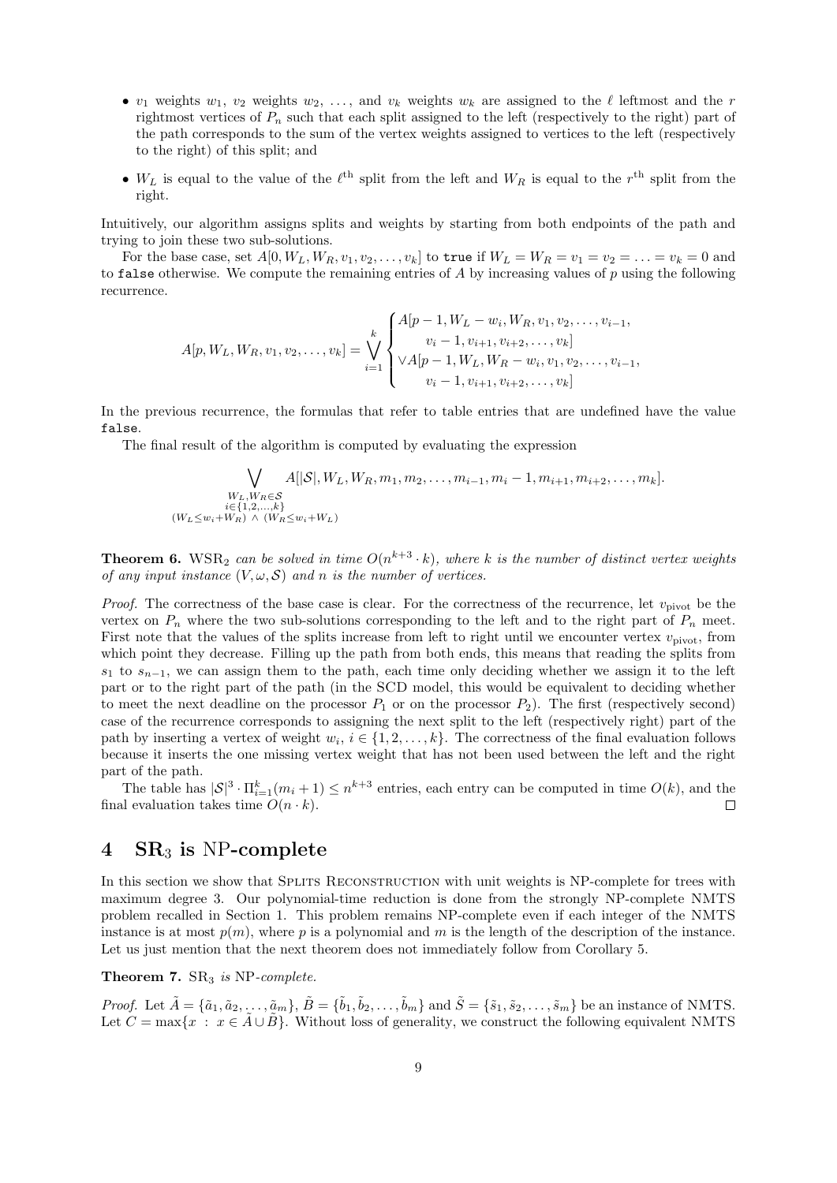- $v_1$ weights $w_1$, $v_2$ weights $w_2$, ..., and $v_k$ weights $w_k$ are assigned to the $\ell$ leftmost and the $r$ rightmost vertices of $P_n$ such that each split assigned to the left (respectively to the right) part of the path corresponds to the sum of the vertex weights assigned to vertices to the left (respectively to the right) of this split; and
- $W_L$ is equal to the value of the $\ell^{\text{th}}$ split from the left and $W_R$ is equal to the $r^{\text{th}}$ split from the right.

Intuitively, our algorithm assigns splits and weights by starting from both endpoints of the path and trying to join these two sub-solutions.

For the base case, set $A[0, W_L, W_R, v_1, v_2, \ldots, v_k]$ to `true` if $W_L = W_R = v_1 = v_2 = \ldots = v_k = 0$ and to `false` otherwise. We compute the remaining entries of $A$ by increasing values of $p$ using the following recurrence.

$$A[p, W_L, W_R, v_1, v_2, \ldots, v_k] = \bigvee_{i=1}^{k} \begin{cases} A[p-1, W_L - w_i, W_R, v_1, v_2, \ldots, v_{i-1}, \\ \qquad v_i - 1, v_{i+1}, v_{i+2}, \ldots, v_k] \\ \vee A[p-1, W_L, W_R - w_i, v_1, v_2, \ldots, v_{i-1}, \\ \qquad v_i - 1, v_{i+1}, v_{i+2}, \ldots, v_k] \end{cases}$$

In the previous recurrence, the formulas that refer to table entries that are undefined have the value `false`.

The final result of the algorithm is computed by evaluating the expression

$$\bigvee_{\substack{W_L, W_R \in \mathcal{S} \\ i \in \{1,2,\ldots,k\} \\ (W_L \le w_i + W_R) \,\wedge\, (W_R \le w_i + W_L)}} A[|\mathcal{S}|, W_L, W_R, m_1, m_2, \ldots, m_{i-1}, m_i - 1, m_{i+1}, m_{i+2}, \ldots, m_k].$$

**Theorem 6.** *$\text{WSR}_2$ can be solved in time $O(n^{k+3} \cdot k)$, where $k$ is the number of distinct vertex weights of any input instance $(V, \omega, \mathcal{S})$ and $n$ is the number of vertices.*

*Proof.* The correctness of the base case is clear. For the correctness of the recurrence, let $v_{\text{pivot}}$ be the vertex on $P_n$ where the two sub-solutions corresponding to the left and to the right part of $P_n$ meet. First note that the values of the splits increase from left to right until we encounter vertex $v_{\text{pivot}}$, from which point they decrease. Filling up the path from both ends, this means that reading the splits from $s_1$ to $s_{n-1}$, we can assign them to the path, each time only deciding whether we assign it to the left part or to the right part of the path (in the SCD model, this would be equivalent to deciding whether to meet the next deadline on the processor $P_1$ or on the processor $P_2$). The first (respectively second) case of the recurrence corresponds to assigning the next split to the left (respectively right) part of the path by inserting a vertex of weight $w_i$, $i \in \{1, 2, \ldots, k\}$. The correctness of the final evaluation follows because it inserts the one missing vertex weight that has not been used between the left and the right part of the path.

The table has $|\mathcal{S}|^3 \cdot \Pi_{i=1}^{k}(m_i + 1) \le n^{k+3}$ entries, each entry can be computed in time $O(k)$, and the final evaluation takes time $O(n \cdot k)$. □

## 4 $\text{SR}_3$ is NP-complete

In this section we show that Splits Reconstruction with unit weights is NP-complete for trees with maximum degree 3. Our polynomial-time reduction is done from the strongly NP-complete NMTS problem recalled in Section 1. This problem remains NP-complete even if each integer of the NMTS instance is at most $p(m)$, where $p$ is a polynomial and $m$ is the length of the description of the instance. Let us just mention that the next theorem does not immediately follow from Corollary 5.

**Theorem 7.** *$\text{SR}_3$ is NP-complete.*

*Proof.* Let $\tilde{A} = \{\tilde{a}_1, \tilde{a}_2, \ldots, \tilde{a}_m\}$, $\tilde{B} = \{\tilde{b}_1, \tilde{b}_2, \ldots, \tilde{b}_m\}$ and $\tilde{S} = \{\tilde{s}_1, \tilde{s}_2, \ldots, \tilde{s}_m\}$ be an instance of NMTS. Let $C = \max\{x \,:\, x \in \tilde{A} \cup \tilde{B}\}$. Without loss of generality, we construct the following equivalent NMTS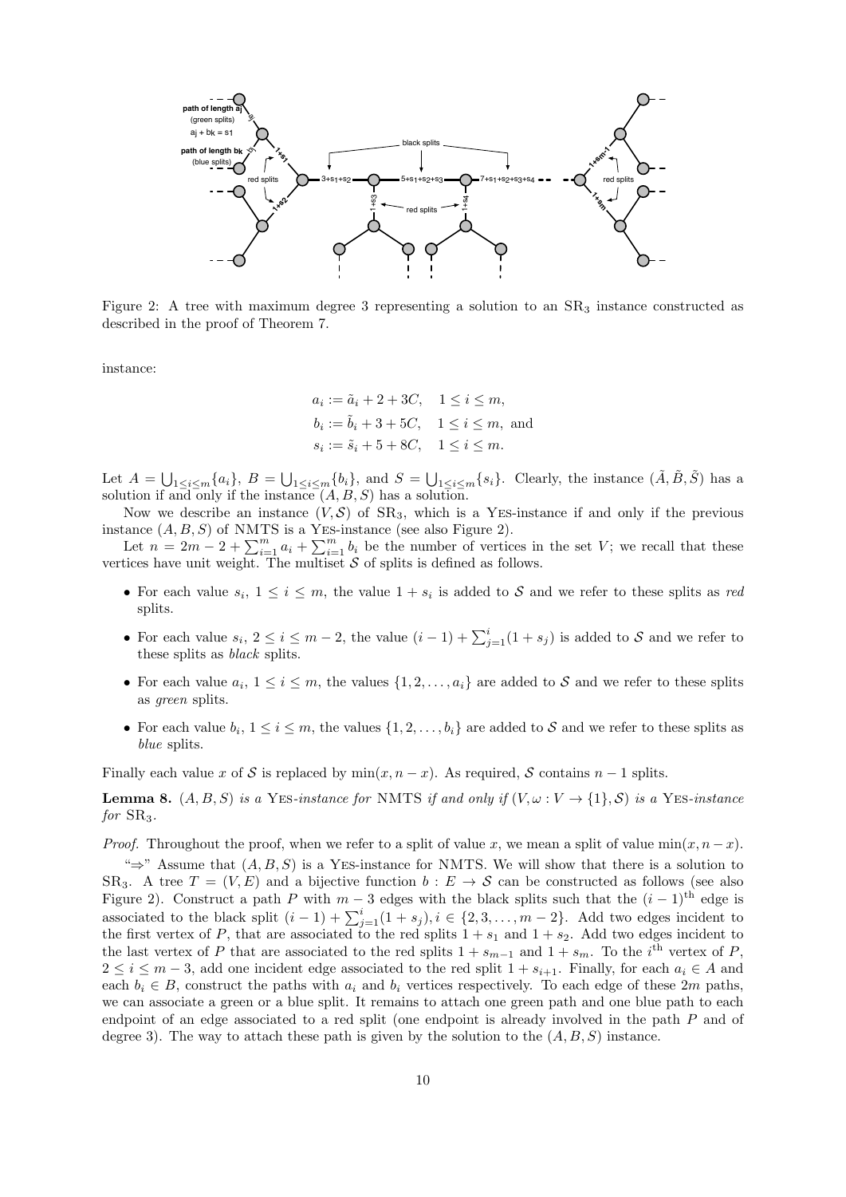Figure 2: A tree with maximum degree 3 representing a solution to an $\mathrm{SR}_3$ instance constructed as described in the proof of Theorem 7.

instance:

$$
\begin{aligned}
a_i &:= \tilde{a}_i + 2 + 3C, \quad 1 \le i \le m, \\
b_i &:= \tilde{b}_i + 3 + 5C, \quad 1 \le i \le m, \text{ and} \\
s_i &:= \tilde{s}_i + 5 + 8C, \quad 1 \le i \le m.
\end{aligned}
$$

Let $A = \bigcup_{1 \le i \le m}\{a_i\}$, $B = \bigcup_{1 \le i \le m}\{b_i\}$, and $S = \bigcup_{1 \le i \le m}\{s_i\}$. Clearly, the instance $(\tilde{A}, \tilde{B}, \tilde{S})$ has a solution if and only if the instance $(A, B, S)$ has a solution.

Now we describe an instance $(V, \mathcal{S})$ of $\mathrm{SR}_3$, which is a YES-instance if and only if the previous instance $(A, B, S)$ of NMTS is a YES-instance (see also Figure 2).

Let $n = 2m - 2 + \sum_{i=1}^{m} a_i + \sum_{i=1}^{m} b_i$ be the number of vertices in the set $V$; we recall that these vertices have unit weight. The multiset $\mathcal{S}$ of splits is defined as follows.

- For each value $s_i$, $1 \le i \le m$, the value $1 + s_i$ is added to $\mathcal{S}$ and we refer to these splits as *red* splits.
- For each value $s_i$, $2 \le i \le m-2$, the value $(i-1) + \sum_{j=1}^{i}(1 + s_j)$ is added to $\mathcal{S}$ and we refer to these splits as *black* splits.
- For each value $a_i$, $1 \le i \le m$, the values $\{1, 2, \ldots, a_i\}$ are added to $\mathcal{S}$ and we refer to these splits as *green* splits.
- For each value $b_i$, $1 \le i \le m$, the values $\{1, 2, \ldots, b_i\}$ are added to $\mathcal{S}$ and we refer to these splits as *blue* splits.

Finally each value $x$ of $\mathcal{S}$ is replaced by $\min(x, n-x)$. As required, $\mathcal{S}$ contains $n-1$ splits.

**Lemma 8.** *$(A, B, S)$ is a* YES*-instance for* NMTS *if and only if $(V, \omega : V \to \{1\}, \mathcal{S})$ is a* YES*-instance for* $\mathrm{SR}_3$.

*Proof.* Throughout the proof, when we refer to a split of value $x$, we mean a split of value $\min(x, n-x)$.

"$\Rightarrow$" Assume that $(A, B, S)$ is a YES-instance for NMTS. We will show that there is a solution to $\mathrm{SR}_3$. A tree $T = (V, E)$ and a bijective function $b : E \to \mathcal{S}$ can be constructed as follows (see also Figure 2). Construct a path $P$ with $m-3$ edges with the black splits such that the $(i-1)^{\text{th}}$ edge is associated to the black split $(i-1) + \sum_{j=1}^{i}(1 + s_j)$, $i \in \{2, 3, \ldots, m-2\}$. Add two edges incident to the first vertex of $P$, that are associated to the red splits $1 + s_1$ and $1 + s_2$. Add two edges incident to the last vertex of $P$ that are associated to the red splits $1 + s_{m-1}$ and $1 + s_m$. To the $i^{\text{th}}$ vertex of $P$, $2 \le i \le m-3$, add one incident edge associated to the red split $1 + s_{i+1}$. Finally, for each $a_i \in A$ and each $b_i \in B$, construct the paths with $a_i$ and $b_i$ vertices respectively. To each edge of these $2m$ paths, we can associate a green or a blue split. It remains to attach one green path and one blue path to each endpoint of an edge associated to a red split (one endpoint is already involved in the path $P$ and of degree 3). The way to attach these path is given by the solution to the $(A, B, S)$ instance.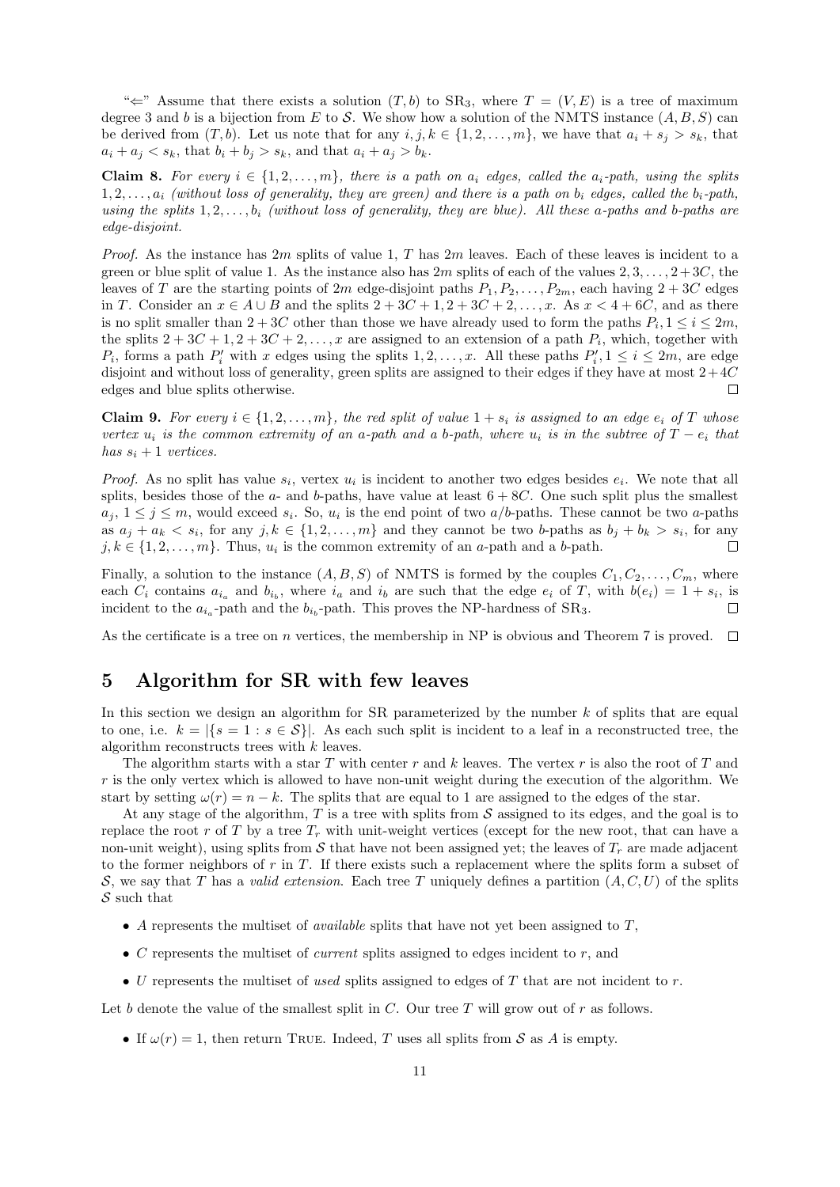"⇐" Assume that there exists a solution $(T, b)$ to $\text{SR}_3$, where $T = (V, E)$ is a tree of maximum degree 3 and $b$ is a bijection from $E$ to $\mathcal{S}$. We show how a solution of the NMTS instance $(A, B, S)$ can be derived from $(T, b)$. Let us note that for any $i, j, k \in \{1, 2, \ldots, m\}$, we have that $a_i + s_j > s_k$, that $a_i + a_j < s_k$, that $b_i + b_j > s_k$, and that $a_i + a_j > b_k$.

**Claim 8.** *For every $i \in \{1, 2, \ldots, m\}$, there is a path on $a_i$ edges, called the $a_i$-path, using the splits $1, 2, \ldots, a_i$ (without loss of generality, they are green) and there is a path on $b_i$ edges, called the $b_i$-path, using the splits $1, 2, \ldots, b_i$ (without loss of generality, they are blue). All these a-paths and b-paths are edge-disjoint.*

*Proof.* As the instance has $2m$ splits of value 1, $T$ has $2m$ leaves. Each of these leaves is incident to a green or blue split of value 1. As the instance also has $2m$ splits of each of the values $2, 3, \ldots, 2 + 3C$, the leaves of $T$ are the starting points of $2m$ edge-disjoint paths $P_1, P_2, \ldots, P_{2m}$, each having $2 + 3C$ edges in $T$. Consider an $x \in A \cup B$ and the splits $2 + 3C + 1, 2 + 3C + 2, \ldots, x$. As $x < 4 + 6C$, and as there is no split smaller than $2 + 3C$ other than those we have already used to form the paths $P_i, 1 \leq i \leq 2m$, the splits $2 + 3C + 1, 2 + 3C + 2, \ldots, x$ are assigned to an extension of a path $P_i$, which, together with $P_i$, forms a path $P'_i$ with $x$ edges using the splits $1, 2, \ldots, x$. All these paths $P'_i, 1 \leq i \leq 2m$, are edge disjoint and without loss of generality, green splits are assigned to their edges if they have at most $2 + 4C$ edges and blue splits otherwise. $\square$

**Claim 9.** *For every $i \in \{1, 2, \ldots, m\}$, the red split of value $1 + s_i$ is assigned to an edge $e_i$ of $T$ whose vertex $u_i$ is the common extremity of an a-path and a b-path, where $u_i$ is in the subtree of $T - e_i$ that has $s_i + 1$ vertices.*

*Proof.* As no split has value $s_i$, vertex $u_i$ is incident to another two edges besides $e_i$. We note that all splits, besides those of the $a$- and $b$-paths, have value at least $6 + 8C$. One such split plus the smallest $a_j$, $1 \leq j \leq m$, would exceed $s_i$. So, $u_i$ is the end point of two $a/b$-paths. These cannot be two $a$-paths as $a_j + a_k < s_i$, for any $j, k \in \{1, 2, \ldots, m\}$ and they cannot be two $b$-paths as $b_j + b_k > s_i$, for any $j, k \in \{1, 2, \ldots, m\}$. Thus, $u_i$ is the common extremity of an $a$-path and a $b$-path. $\square$

Finally, a solution to the instance $(A, B, S)$ of NMTS is formed by the couples $C_1, C_2, \ldots, C_m$, where each $C_i$ contains $a_{i_a}$ and $b_{i_b}$, where $i_a$ and $i_b$ are such that the edge $e_i$ of $T$, with $b(e_i) = 1 + s_i$, is incident to the $a_{i_a}$-path and the $b_{i_b}$-path. This proves the NP-hardness of $\text{SR}_3$. $\square$

As the certificate is a tree on $n$ vertices, the membership in NP is obvious and Theorem 7 is proved. $\square$

## 5 Algorithm for SR with few leaves

In this section we design an algorithm for SR parameterized by the number $k$ of splits that are equal to one, i.e. $k = |\{s = 1 : s \in \mathcal{S}\}|$. As each such split is incident to a leaf in a reconstructed tree, the algorithm reconstructs trees with $k$ leaves.

The algorithm starts with a star $T$ with center $r$ and $k$ leaves. The vertex $r$ is also the root of $T$ and $r$ is the only vertex which is allowed to have non-unit weight during the execution of the algorithm. We start by setting $\omega(r) = n - k$. The splits that are equal to 1 are assigned to the edges of the star.

At any stage of the algorithm, $T$ is a tree with splits from $\mathcal{S}$ assigned to its edges, and the goal is to replace the root $r$ of $T$ by a tree $T_r$ with unit-weight vertices (except for the new root, that can have a non-unit weight), using splits from $\mathcal{S}$ that have not been assigned yet; the leaves of $T_r$ are made adjacent to the former neighbors of $r$ in $T$. If there exists such a replacement where the splits form a subset of $\mathcal{S}$, we say that $T$ has a *valid extension*. Each tree $T$ uniquely defines a partition $(A, C, U)$ of the splits $\mathcal{S}$ such that

- $A$ represents the multiset of *available* splits that have not yet been assigned to $T$,
- $C$ represents the multiset of *current* splits assigned to edges incident to $r$, and
- $U$ represents the multiset of *used* splits assigned to edges of $T$ that are not incident to $r$.

Let $b$ denote the value of the smallest split in $C$. Our tree $T$ will grow out of $r$ as follows.

- If $\omega(r) = 1$, then return TRUE. Indeed, $T$ uses all splits from $\mathcal{S}$ as $A$ is empty.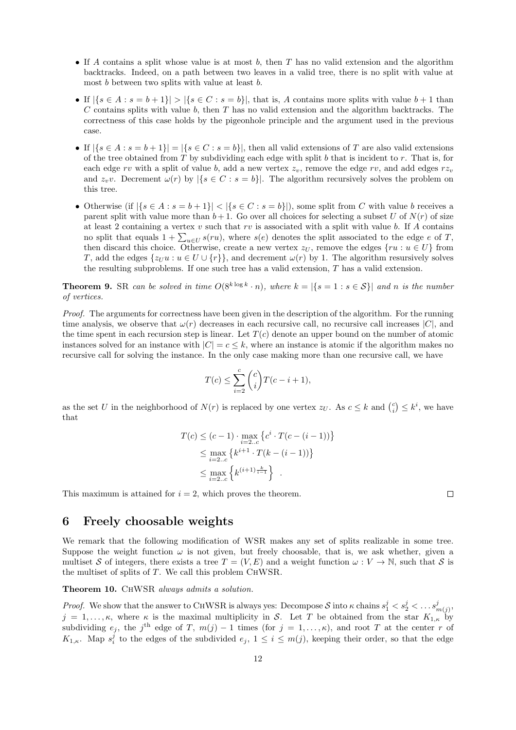- If $A$ contains a split whose value is at most $b$, then $T$ has no valid extension and the algorithm backtracks. Indeed, on a path between two leaves in a valid tree, there is no split with value at most $b$ between two splits with value at least $b$.
- If $|\{s \in A : s = b+1\}| > |\{s \in C : s = b\}|$, that is, $A$ contains more splits with value $b+1$ than $C$ contains splits with value $b$, then $T$ has no valid extension and the algorithm backtracks. The correctness of this case holds by the pigeonhole principle and the argument used in the previous case.
- If $|\{s \in A : s = b+1\}| = |\{s \in C : s = b\}|$, then all valid extensions of $T$ are also valid extensions of the tree obtained from $T$ by subdividing each edge with split $b$ that is incident to $r$. That is, for each edge $rv$ with a split of value $b$, add a new vertex $z_v$, remove the edge $rv$, and add edges $rz_v$ and $z_v v$. Decrement $\omega(r)$ by $|\{s \in C : s = b\}|$. The algorithm recursively solves the problem on this tree.
- Otherwise (if $|\{s \in A : s = b+1\}| < |\{s \in C : s = b\}|$), some split from $C$ with value $b$ receives a parent split with value more than $b+1$. Go over all choices for selecting a subset $U$ of $N(r)$ of size at least 2 containing a vertex $v$ such that $rv$ is associated with a split with value $b$. If $A$ contains no split that equals $1 + \sum_{u \in U} s(ru)$, where $s(e)$ denotes the split associated to the edge $e$ of $T$, then discard this choice. Otherwise, create a new vertex $z_U$, remove the edges $\{ru : u \in U\}$ from $T$, add the edges $\{z_U u : u \in U \cup \{r\}\}$, and decrement $\omega(r)$ by 1. The algorithm resursively solves the resulting subproblems. If one such tree has a valid extension, $T$ has a valid extension.

**Theorem 9.** *SR can be solved in time $O(8^{k \log k} \cdot n)$, where $k = |\{s = 1 : s \in \mathcal{S}\}|$ and $n$ is the number of vertices.*

*Proof.* The arguments for correctness have been given in the description of the algorithm. For the running time analysis, we observe that $\omega(r)$ decreases in each recursive call, no recursive call increases $|C|$, and the time spent in each recursion step is linear. Let $T(c)$ denote an upper bound on the number of atomic instances solved for an instance with $|C| = c \leq k$, where an instance is atomic if the algorithm makes no recursive call for solving the instance. In the only case making more than one recursive call, we have

$$T(c) \leq \sum_{i=2}^{c} \binom{c}{i} T(c-i+1),$$

as the set $U$ in the neighborhood of $N(r)$ is replaced by one vertex $z_U$. As $c \leq k$ and $\binom{c}{i} \leq k^i$, we have that

$$\begin{aligned} T(c) &\leq (c-1) \cdot \max_{i=2..c} \left\{ c^i \cdot T(c-(i-1)) \right\} \\ &\leq \max_{i=2..c} \left\{ k^{i+1} \cdot T(k-(i-1)) \right\} \\ &\leq \max_{i=2..c} \left\{ k^{(i+1)\frac{k}{i-1}} \right\} \quad . \end{aligned}$$

This maximum is attained for $i = 2$, which proves the theorem. ☐

## 6 Freely choosable weights

We remark that the following modification of WSR makes any set of splits realizable in some tree. Suppose the weight function $\omega$ is not given, but freely choosable, that is, we ask whether, given a multiset $\mathcal{S}$ of integers, there exists a tree $T = (V, E)$ and a weight function $\omega : V \to \mathbb{N}$, such that $\mathcal{S}$ is the multiset of splits of $T$. We call this problem ChWSR.

**Theorem 10.** *ChWSR always admits a solution.*

*Proof.* We show that the answer to ChWSR is always yes: Decompose $\mathcal{S}$ into $\kappa$ chains $s_1^j < s_2^j < \dots s_{m(j)}^j$, $j = 1, \dots, \kappa$, where $\kappa$ is the maximal multiplicity in $\mathcal{S}$. Let $T$ be obtained from the star $K_{1,\kappa}$ by subdividing $e_j$, the $j^{\text{th}}$ edge of $T$, $m(j) - 1$ times (for $j = 1, \dots, \kappa$), and root $T$ at the center $r$ of $K_{1,\kappa}$. Map $s_i^j$ to the edges of the subdivided $e_j$, $1 \leq i \leq m(j)$, keeping their order, so that the edge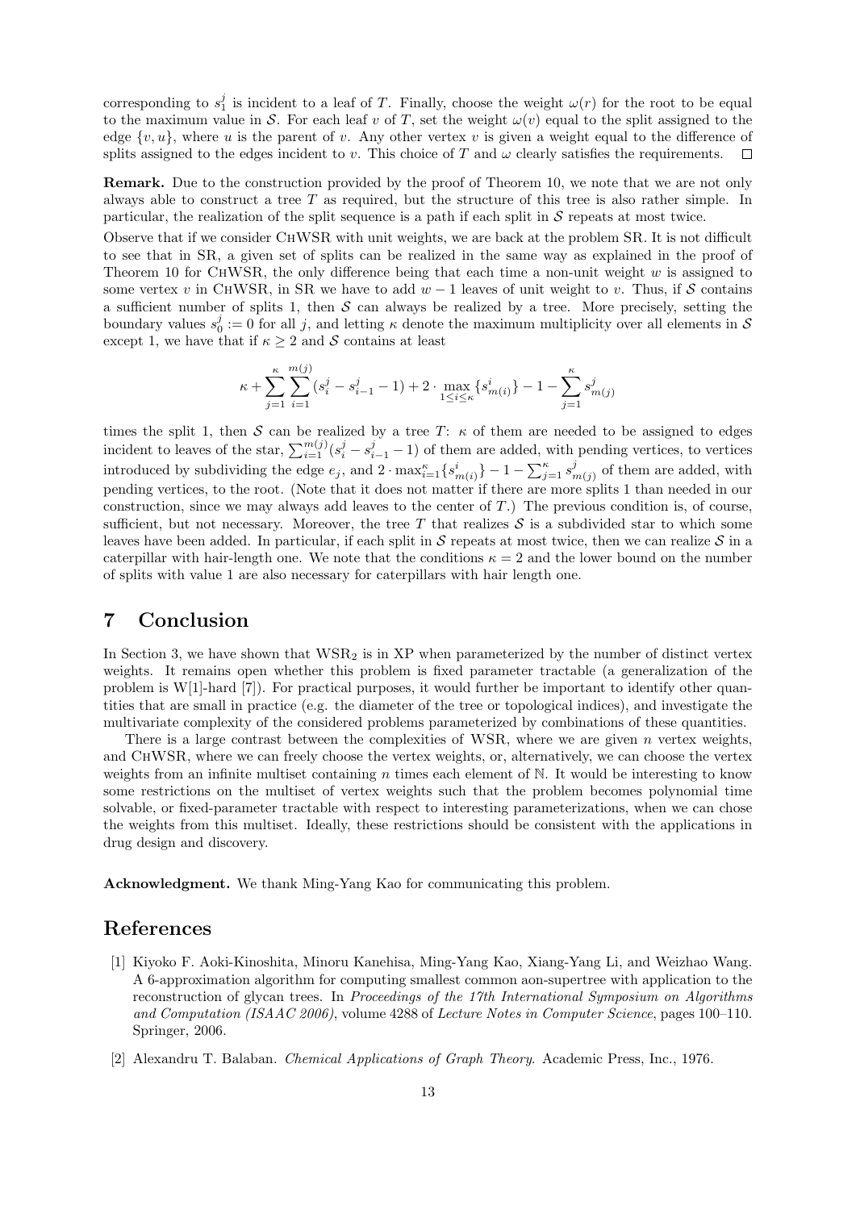corresponding to $s_1^j$ is incident to a leaf of $T$. Finally, choose the weight $\omega(r)$ for the root to be equal to the maximum value in $\mathcal{S}$. For each leaf $v$ of $T$, set the weight $\omega(v)$ equal to the split assigned to the edge $\{v, u\}$, where $u$ is the parent of $v$. Any other vertex $v$ is given a weight equal to the difference of splits assigned to the edges incident to $v$. This choice of $T$ and $\omega$ clearly satisfies the requirements. $\square$

**Remark.** Due to the construction provided by the proof of Theorem 10, we note that we are not only always able to construct a tree $T$ as required, but the structure of this tree is also rather simple. In particular, the realization of the split sequence is a path if each split in $\mathcal{S}$ repeats at most twice.

Observe that if we consider ChWSR with unit weights, we are back at the problem SR. It is not difficult to see that in SR, a given set of splits can be realized in the same way as explained in the proof of Theorem 10 for ChWSR, the only difference being that each time a non-unit weight $w$ is assigned to some vertex $v$ in ChWSR, in SR we have to add $w - 1$ leaves of unit weight to $v$. Thus, if $\mathcal{S}$ contains a sufficient number of splits 1, then $\mathcal{S}$ can always be realized by a tree. More precisely, setting the boundary values $s_0^j := 0$ for all $j$, and letting $\kappa$ denote the maximum multiplicity over all elements in $\mathcal{S}$ except 1, we have that if $\kappa \geq 2$ and $\mathcal{S}$ contains at least

$$\kappa + \sum_{j=1}^{\kappa} \sum_{i=1}^{m(j)} (s_i^j - s_{i-1}^j - 1) + 2 \cdot \max_{1 \leq i \leq \kappa} \{s_{m(i)}^i\} - 1 - \sum_{j=1}^{\kappa} s_{m(j)}^j$$

times the split 1, then $\mathcal{S}$ can be realized by a tree $T$: $\kappa$ of them are needed to be assigned to edges incident to leaves of the star, $\sum_{i=1}^{m(j)}(s_i^j - s_{i-1}^j - 1)$ of them are added, with pending vertices, to vertices introduced by subdividing the edge $e_j$, and $2 \cdot \max_{i=1}^{\kappa}\{s_{m(i)}^i\} - 1 - \sum_{j=1}^{\kappa} s_{m(j)}^j$ of them are added, with pending vertices, to the root. (Note that it does not matter if there are more splits 1 than needed in our construction, since we may always add leaves to the center of $T$.) The previous condition is, of course, sufficient, but not necessary. Moreover, the tree $T$ that realizes $\mathcal{S}$ is a subdivided star to which some leaves have been added. In particular, if each split in $\mathcal{S}$ repeats at most twice, then we can realize $\mathcal{S}$ in a caterpillar with hair-length one. We note that the conditions $\kappa = 2$ and the lower bound on the number of splits with value 1 are also necessary for caterpillars with hair length one.

# 7 Conclusion

In Section 3, we have shown that $\text{WSR}_2$ is in XP when parameterized by the number of distinct vertex weights. It remains open whether this problem is fixed parameter tractable (a generalization of the problem is W[1]-hard [7]). For practical purposes, it would further be important to identify other quantities that are small in practice (e.g. the diameter of the tree or topological indices), and investigate the multivariate complexity of the considered problems parameterized by combinations of these quantities.

There is a large contrast between the complexities of WSR, where we are given $n$ vertex weights, and ChWSR, where we can freely choose the vertex weights, or, alternatively, we can choose the vertex weights from an infinite multiset containing $n$ times each element of $\mathbb{N}$. It would be interesting to know some restrictions on the multiset of vertex weights such that the problem becomes polynomial time solvable, or fixed-parameter tractable with respect to interesting parameterizations, when we can chose the weights from this multiset. Ideally, these restrictions should be consistent with the applications in drug design and discovery.

**Acknowledgment.** We thank Ming-Yang Kao for communicating this problem.

# References

[1] Kiyoko F. Aoki-Kinoshita, Minoru Kanehisa, Ming-Yang Kao, Xiang-Yang Li, and Weizhao Wang. A 6-approximation algorithm for computing smallest common aon-supertree with application to the reconstruction of glycan trees. In *Proceedings of the 17th International Symposium on Algorithms and Computation (ISAAC 2006)*, volume 4288 of *Lecture Notes in Computer Science*, pages 100–110. Springer, 2006.

[2] Alexandru T. Balaban. *Chemical Applications of Graph Theory*. Academic Press, Inc., 1976.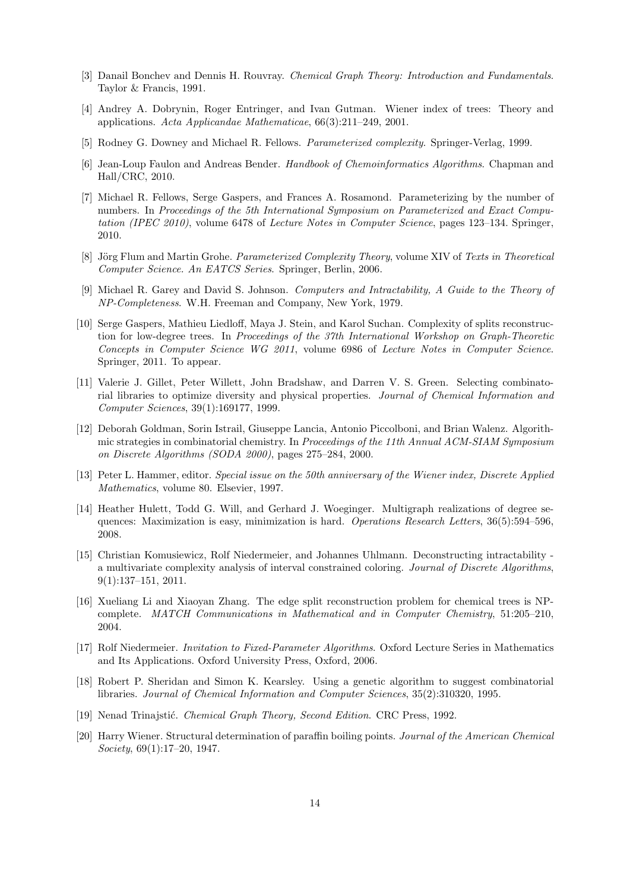[3] Danail Bonchev and Dennis H. Rouvray. *Chemical Graph Theory: Introduction and Fundamentals*. Taylor & Francis, 1991.

[4] Andrey A. Dobrynin, Roger Entringer, and Ivan Gutman. Wiener index of trees: Theory and applications. *Acta Applicandae Mathematicae*, 66(3):211–249, 2001.

[5] Rodney G. Downey and Michael R. Fellows. *Parameterized complexity*. Springer-Verlag, 1999.

[6] Jean-Loup Faulon and Andreas Bender. *Handbook of Chemoinformatics Algorithms*. Chapman and Hall/CRC, 2010.

[7] Michael R. Fellows, Serge Gaspers, and Frances A. Rosamond. Parameterizing by the number of numbers. In *Proceedings of the 5th International Symposium on Parameterized and Exact Computation (IPEC 2010)*, volume 6478 of *Lecture Notes in Computer Science*, pages 123–134. Springer, 2010.

[8] Jörg Flum and Martin Grohe. *Parameterized Complexity Theory*, volume XIV of *Texts in Theoretical Computer Science. An EATCS Series*. Springer, Berlin, 2006.

[9] Michael R. Garey and David S. Johnson. *Computers and Intractability, A Guide to the Theory of NP-Completeness*. W.H. Freeman and Company, New York, 1979.

[10] Serge Gaspers, Mathieu Liedloff, Maya J. Stein, and Karol Suchan. Complexity of splits reconstruction for low-degree trees. In *Proceedings of the 37th International Workshop on Graph-Theoretic Concepts in Computer Science WG 2011*, volume 6986 of *Lecture Notes in Computer Science*. Springer, 2011. To appear.

[11] Valerie J. Gillet, Peter Willett, John Bradshaw, and Darren V. S. Green. Selecting combinatorial libraries to optimize diversity and physical properties. *Journal of Chemical Information and Computer Sciences*, 39(1):169177, 1999.

[12] Deborah Goldman, Sorin Istrail, Giuseppe Lancia, Antonio Piccolboni, and Brian Walenz. Algorithmic strategies in combinatorial chemistry. In *Proceedings of the 11th Annual ACM-SIAM Symposium on Discrete Algorithms (SODA 2000)*, pages 275–284, 2000.

[13] Peter L. Hammer, editor. *Special issue on the 50th anniversary of the Wiener index, Discrete Applied Mathematics*, volume 80. Elsevier, 1997.

[14] Heather Hulett, Todd G. Will, and Gerhard J. Woeginger. Multigraph realizations of degree sequences: Maximization is easy, minimization is hard. *Operations Research Letters*, 36(5):594–596, 2008.

[15] Christian Komusiewicz, Rolf Niedermeier, and Johannes Uhlmann. Deconstructing intractability - a multivariate complexity analysis of interval constrained coloring. *Journal of Discrete Algorithms*, 9(1):137–151, 2011.

[16] Xueliang Li and Xiaoyan Zhang. The edge split reconstruction problem for chemical trees is NP-complete. *MATCH Communications in Mathematical and in Computer Chemistry*, 51:205–210, 2004.

[17] Rolf Niedermeier. *Invitation to Fixed-Parameter Algorithms*. Oxford Lecture Series in Mathematics and Its Applications. Oxford University Press, Oxford, 2006.

[18] Robert P. Sheridan and Simon K. Kearsley. Using a genetic algorithm to suggest combinatorial libraries. *Journal of Chemical Information and Computer Sciences*, 35(2):310320, 1995.

[19] Nenad Trinajstić. *Chemical Graph Theory, Second Edition*. CRC Press, 1992.

[20] Harry Wiener. Structural determination of paraffin boiling points. *Journal of the American Chemical Society*, 69(1):17–20, 1947.